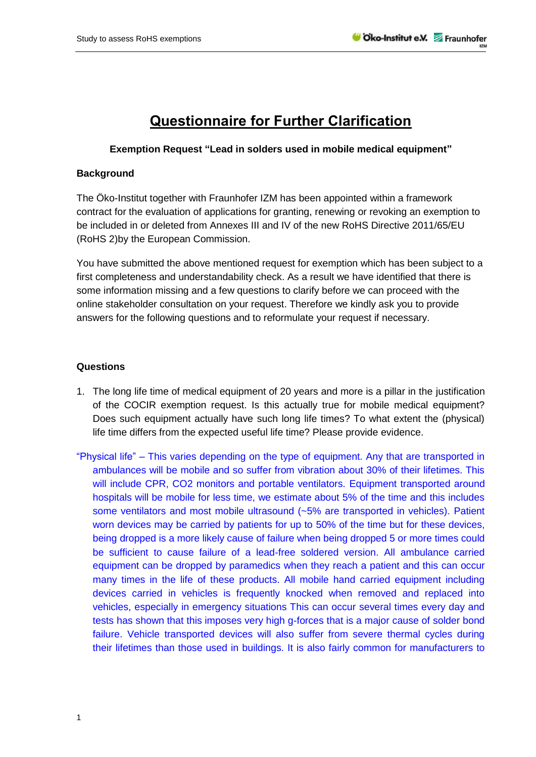# Questionnaire for Further Clarification

**Exemption Request "Lead in solders used in mobile medical equipment"**

**Background**

The Öko-Institut together with Fraunhofer IZM has been appointed within a framework contract for the evaluation of applications for granting, renewing or revoking an exemption to be included in or deleted from Annexes III and IV of the new RoHS Directive 2011/65/EU (RoHS 2)by the European Commission.

You have submitted the above mentioned request for exemption which has been subject to a first completeness and understandability check. As a result we have identified that there is some information missing and a few questions to clarify before we can proceed with the online stakeholder consultation on your request. Therefore we kindly ask you to provide answers for the following questions and to reformulate your request if necessary.

**Questions**

1. The long life time of medical equipment of 20 years and more is a pillar in the justification of the COCIR exemption request. Is this actually true for mobile medical equipment? Does such equipment actually have such long life times? To what extent the (physical) life time differs from the expected useful life time? Please provide evidence.

"Physical life" – This varies depending on the type of equipment. Any that are transported in ambulances will be mobile and so suffer from vibration about 30% of their lifetimes. This will include CPR, $CO_2$ monitors and portable ventilators. Equipment transported around hospitals will be mobile for less time, we estimate about 5% of the time and this includes some ventilators and most mobile ultrasound (~5% are transported in vehicles). Patient worn devices may be carried by patients for up to 50% of the time but for these devices, being dropped is a more likely cause of failure when being dropped 5 or more times could be sufficient to cause failure of a lead-free soldered version. All ambulance carried equipment can be dropped by paramedics when they reach a patient and this can occur many times in the life of these products. All mobile hand carried equipment including devices carried in vehicles is frequently knocked when removed and replaced into vehicles, especially in emergency situations This can occur several times every day and tests has shown that this imposes very high g-forces that is a major cause of solder bond failure. Vehicle transported devices will also suffer from severe thermal cycles during their lifetimes than those used in buildings. It is also fairly common for manufacturers to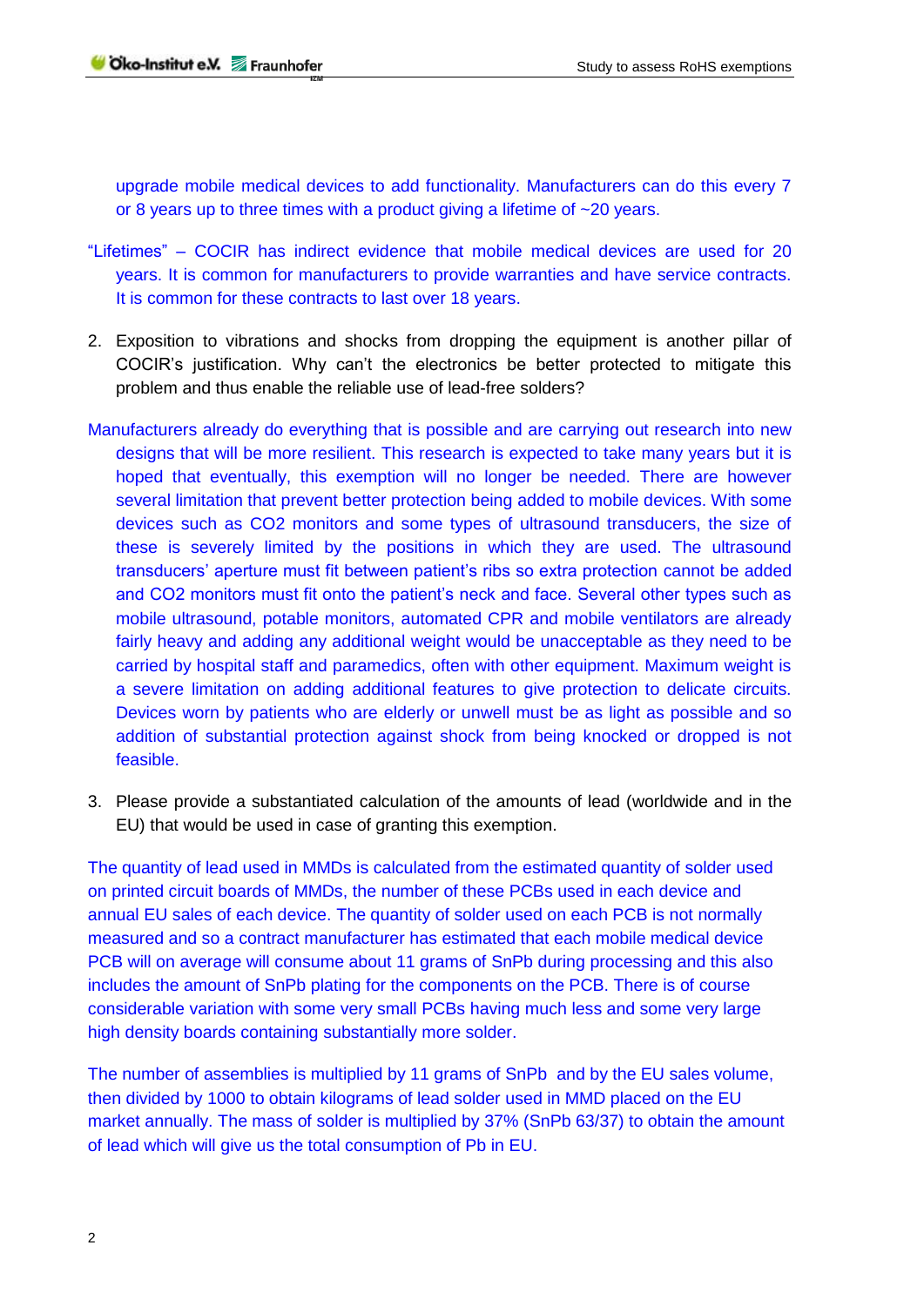upgrade mobile medical devices to add functionality. Manufacturers can do this every 7 or 8 years up to three times with a product giving a lifetime of ~20 years.

"Lifetimes" – COCIR has indirect evidence that mobile medical devices are used for 20 years. It is common for manufacturers to provide warranties and have service contracts. It is common for these contracts to last over 18 years.

2. Exposition to vibrations and shocks from dropping the equipment is another pillar of COCIR's justification. Why can't the electronics be better protected to mitigate this problem and thus enable the reliable use of lead-free solders?

Manufacturers already do everything that is possible and are carrying out research into new designs that will be more resilient. This research is expected to take many years but it is hoped that eventually, this exemption will no longer be needed. There are however several limitation that prevent better protection being added to mobile devices. With some devices such as $CO_2$ monitors and some types of ultrasound transducers, the size of these is severely limited by the positions in which they are used. The ultrasound transducers' aperture must fit between patient's ribs so extra protection cannot be added and $CO_2$ monitors must fit onto the patient's neck and face. Several other types such as mobile ultrasound, potable monitors, automated CPR and mobile ventilators are already fairly heavy and adding any additional weight would be unacceptable as they need to be carried by hospital staff and paramedics, often with other equipment. Maximum weight is a severe limitation on adding additional features to give protection to delicate circuits. Devices worn by patients who are elderly or unwell must be as light as possible and so addition of substantial protection against shock from being knocked or dropped is not feasible.

3. Please provide a substantiated calculation of the amounts of lead (worldwide and in the EU) that would be used in case of granting this exemption.

The quantity of lead used in MMDs is calculated from the estimated quantity of solder used on printed circuit boards of MMDs, the number of these PCBs used in each device and annual EU sales of each device. The quantity of solder used on each PCB is not normally measured and so a contract manufacturer has estimated that each mobile medical device PCB will on average will consume about 11 grams of SnPb during processing and this also includes the amount of SnPb plating for the components on the PCB. There is of course considerable variation with some very small PCBs having much less and some very large high density boards containing substantially more solder.

The number of assemblies is multiplied by 11 grams of SnPb and by the EU sales volume, then divided by 1000 to obtain kilograms of lead solder used in MMD placed on the EU market annually. The mass of solder is multiplied by 37% (SnPb 63/37) to obtain the amount of lead which will give us the total consumption of Pb in EU.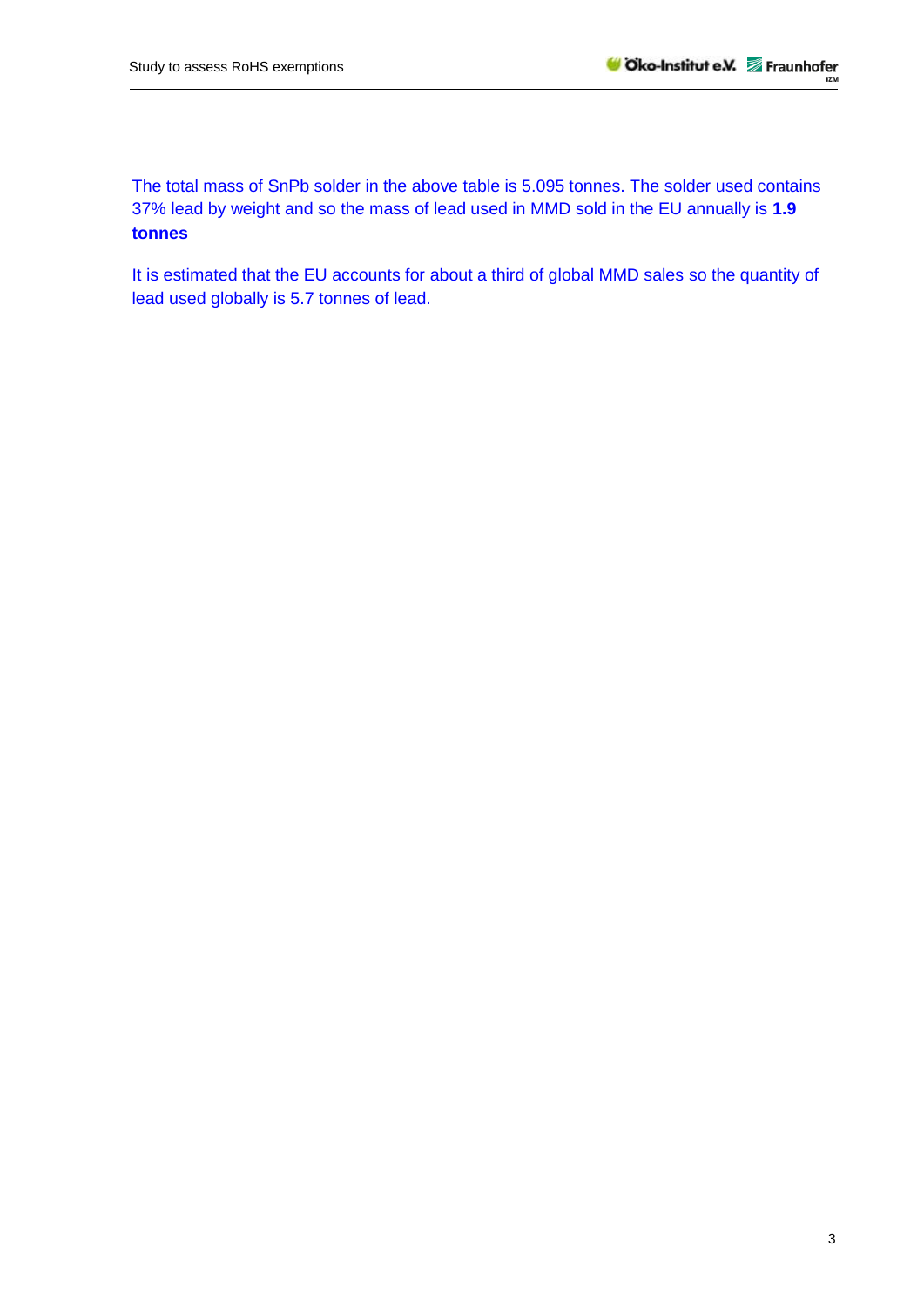The total mass of SnPb solder in the above table is 5.095 tonnes. The solder used contains 37% lead by weight and so the mass of lead used in MMD sold in the EU annually is **1.9 tonnes**

It is estimated that the EU accounts for about a third of global MMD sales so the quantity of lead used globally is 5.7 tonnes of lead.